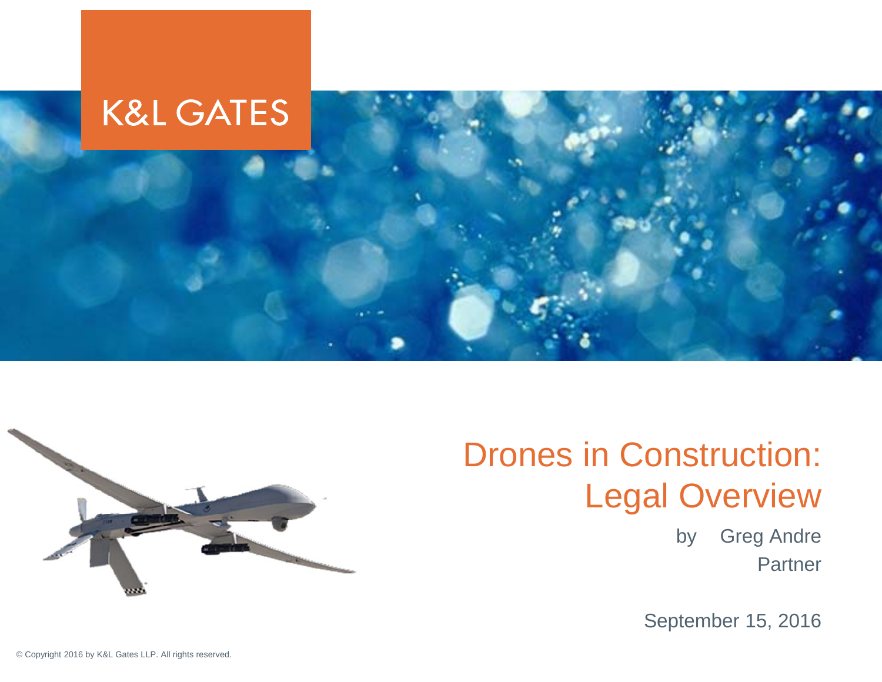K&L GATES

# Drones in Construction: Legal Overview

by Greg Andre
Partner

September 15, 2016

© Copyright 2016 by K&L Gates LLP. All rights reserved.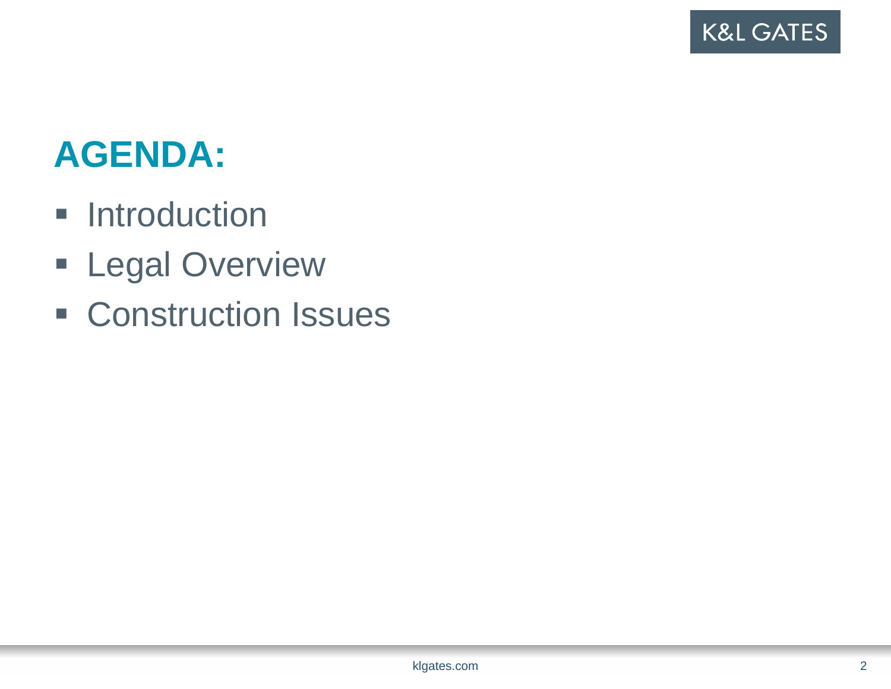## AGENDA:

- Introduction
- Legal Overview
- Construction Issues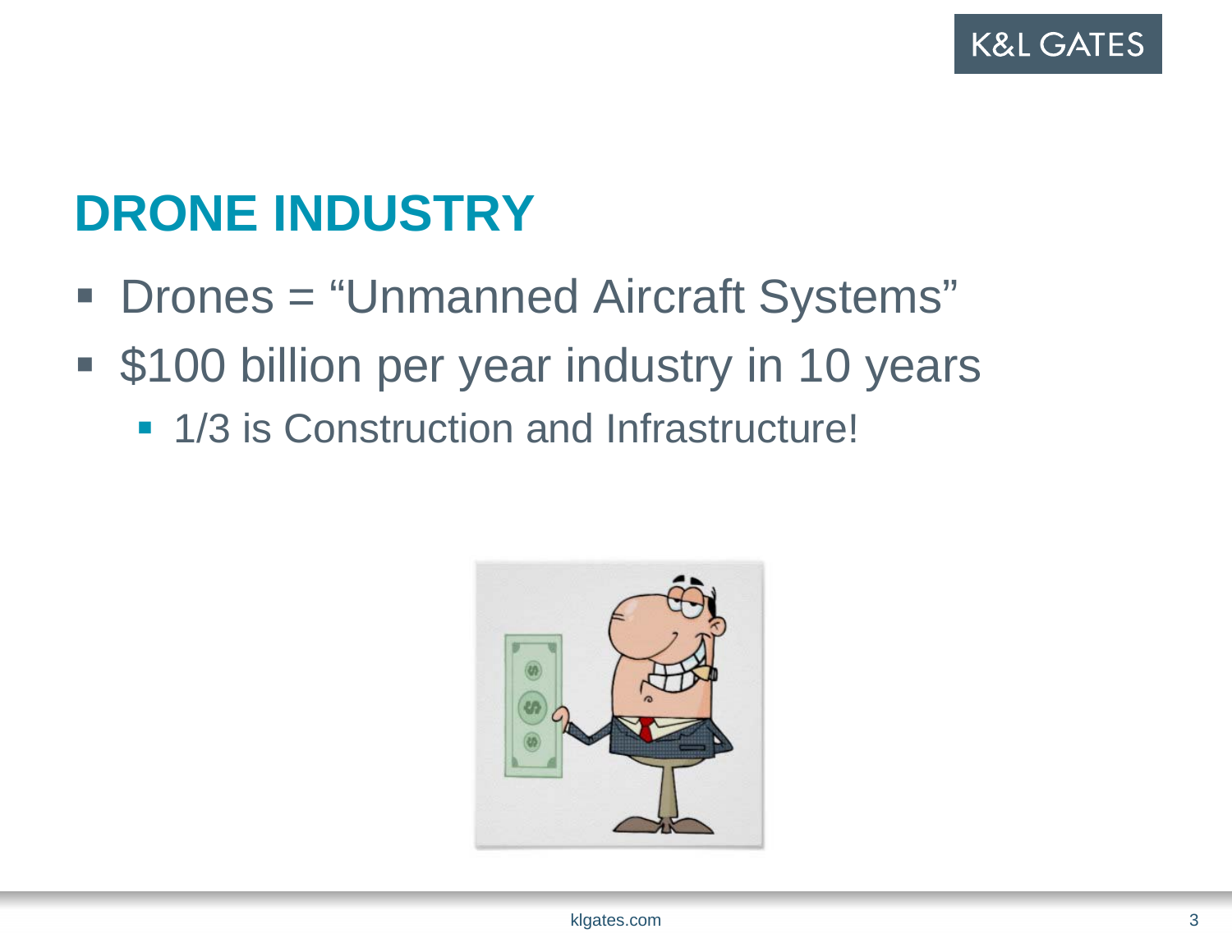# DRONE INDUSTRY

- Drones = "Unmanned Aircraft Systems"
- $100 billion per year industry in 10 years
  - 1/3 is Construction and Infrastructure!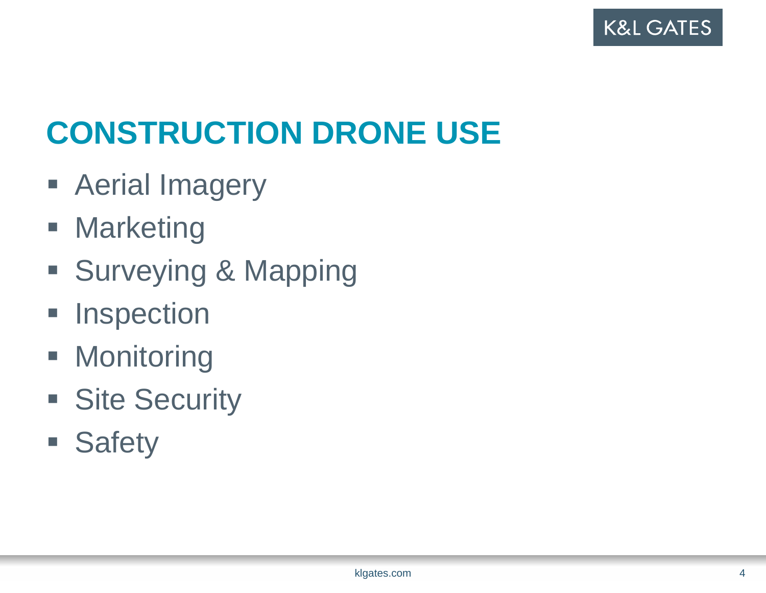# CONSTRUCTION DRONE USE

- Aerial Imagery
- Marketing
- Surveying & Mapping
- Inspection
- Monitoring
- Site Security
- Safety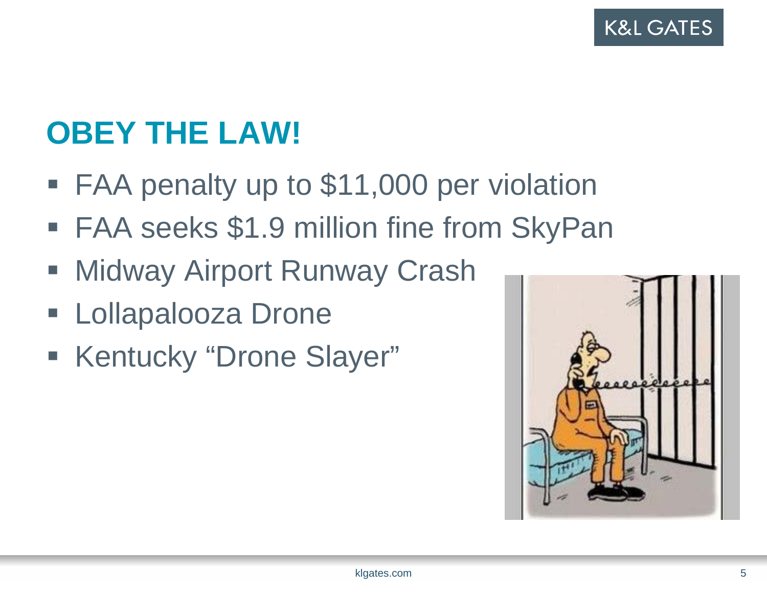# OBEY THE LAW!

- FAA penalty up to $11,000 per violation
- FAA seeks $1.9 million fine from SkyPan
- Midway Airport Runway Crash
- Lollapalooza Drone
- Kentucky “Drone Slayer”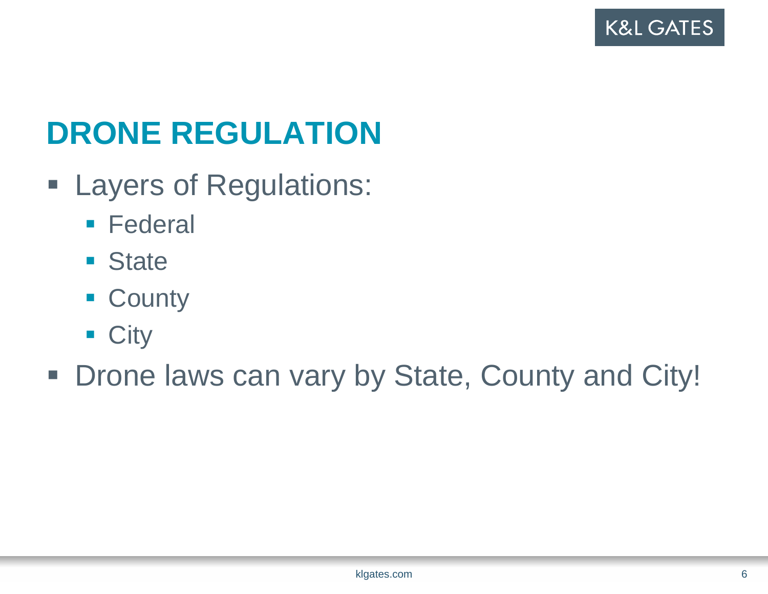## DRONE REGULATION

- Layers of Regulations:
  - Federal
  - State
  - County
  - City
- Drone laws can vary by State, County and City!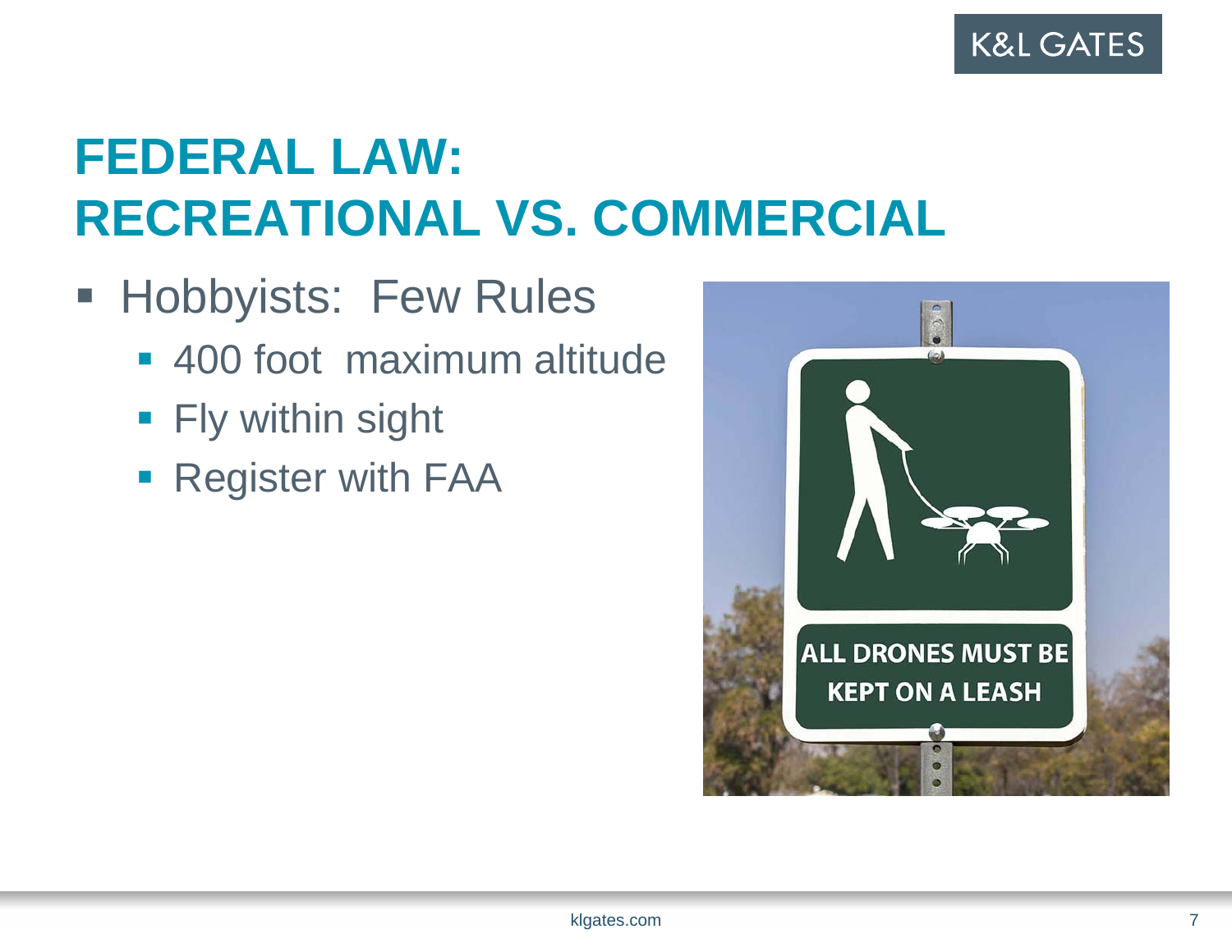# FEDERAL LAW: RECREATIONAL VS. COMMERCIAL

- Hobbyists: Few Rules
  - 400 foot maximum altitude
  - Fly within sight
  - Register with FAA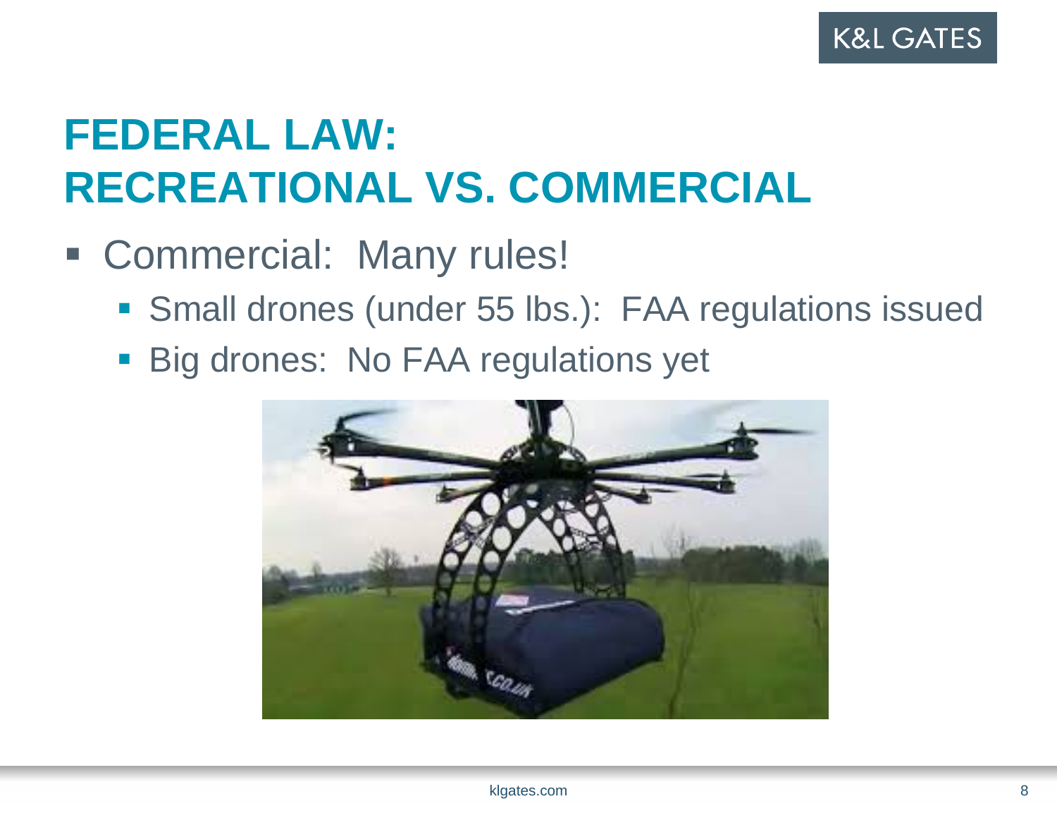# FEDERAL LAW: RECREATIONAL VS. COMMERCIAL

- Commercial: Many rules!
  - Small drones (under 55 lbs.): FAA regulations issued
  - Big drones: No FAA regulations yet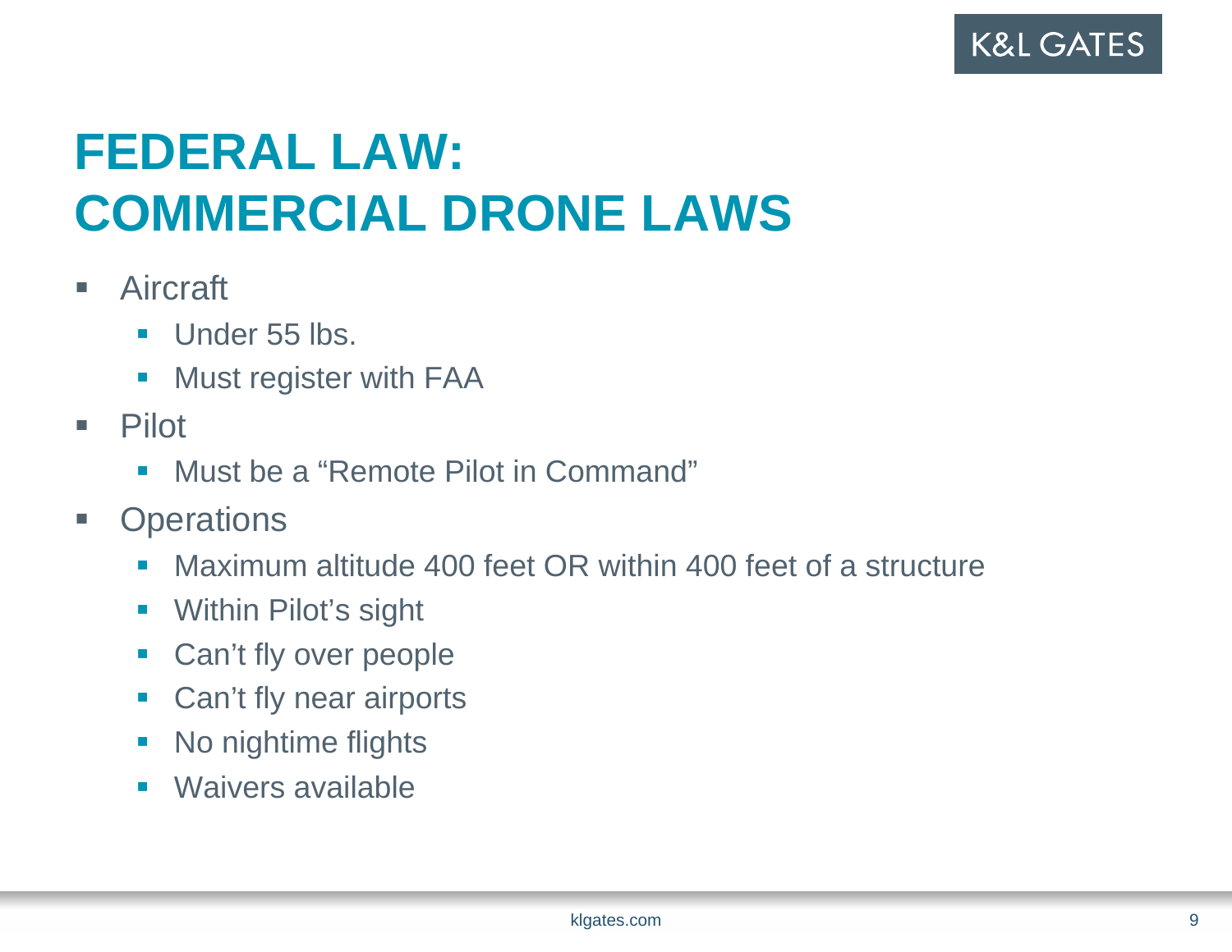# FEDERAL LAW: COMMERCIAL DRONE LAWS

- Aircraft
  - Under 55 lbs.
  - Must register with FAA
- Pilot
  - Must be a “Remote Pilot in Command”
- Operations
  - Maximum altitude 400 feet OR within 400 feet of a structure
  - Within Pilot’s sight
  - Can’t fly over people
  - Can’t fly near airports
  - No nightime flights
  - Waivers available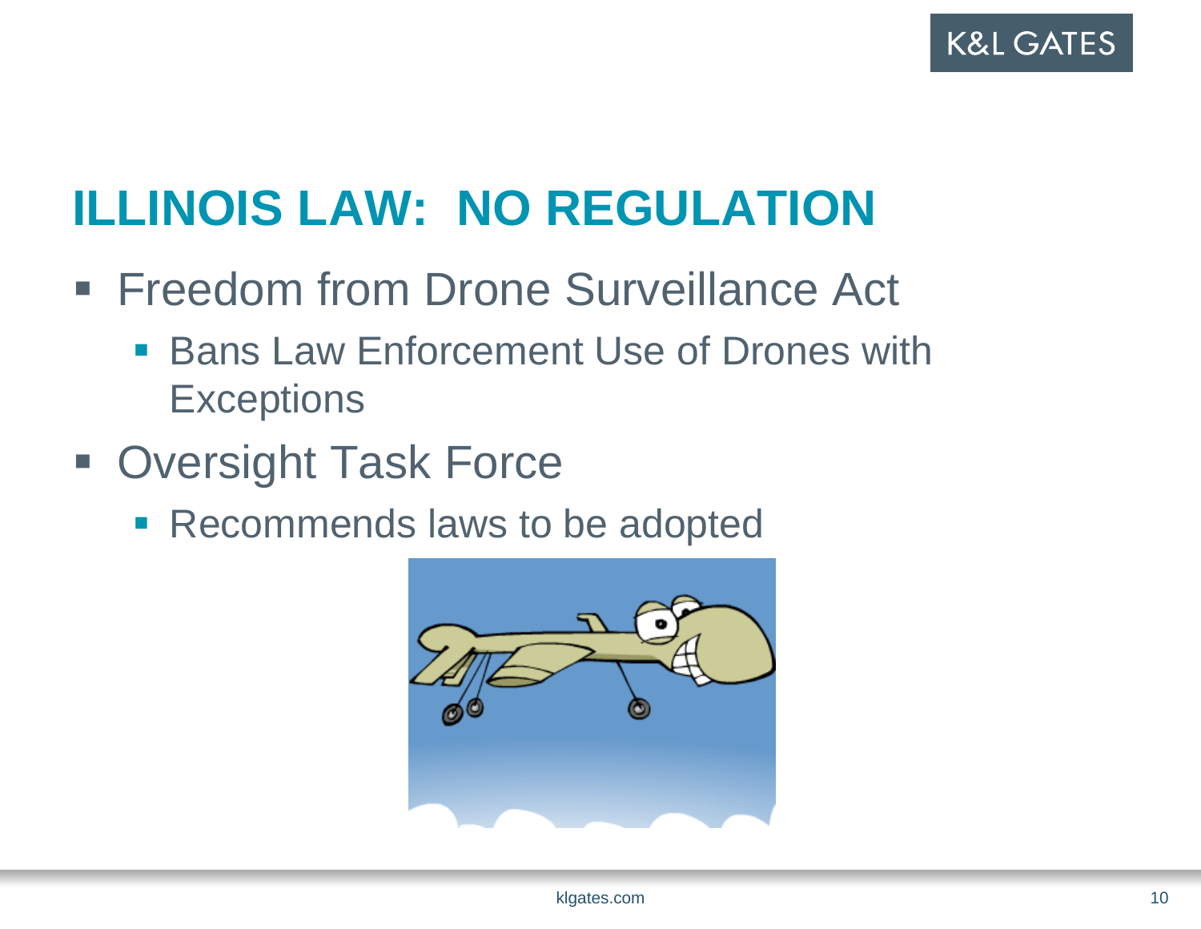# ILLINOIS LAW: NO REGULATION

- Freedom from Drone Surveillance Act
  - Bans Law Enforcement Use of Drones with Exceptions
- Oversight Task Force
  - Recommends laws to be adopted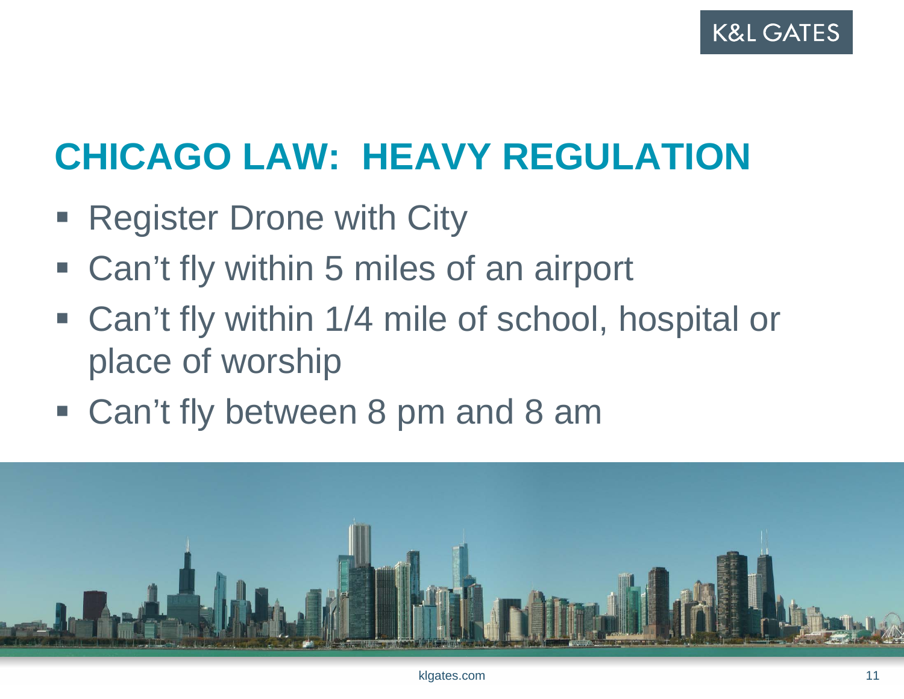# CHICAGO LAW: HEAVY REGULATION

- Register Drone with City
- Can't fly within 5 miles of an airport
- Can't fly within 1/4 mile of school, hospital or place of worship
- Can't fly between 8 pm and 8 am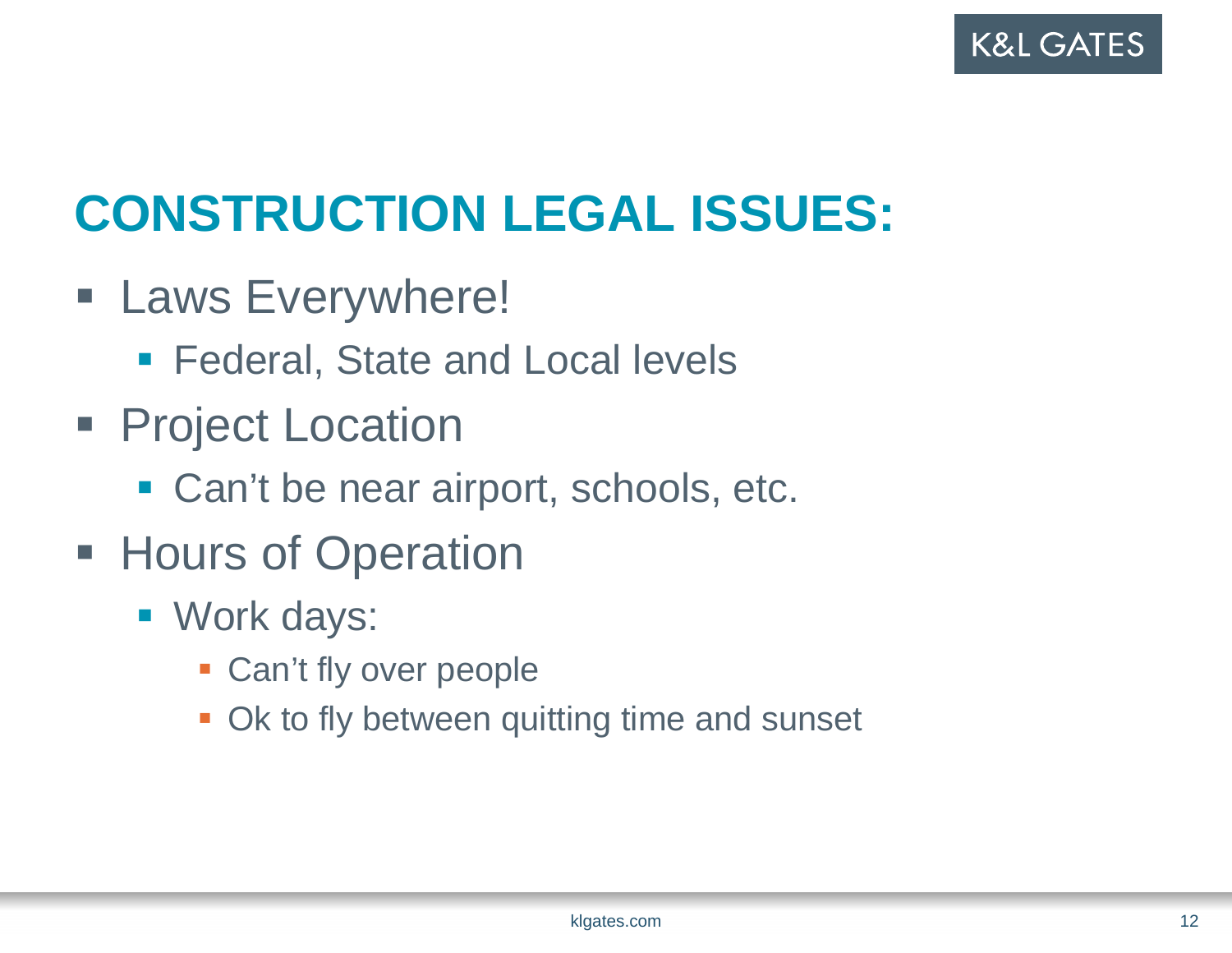# CONSTRUCTION LEGAL ISSUES:

- Laws Everywhere!
  - Federal, State and Local levels
- Project Location
  - Can't be near airport, schools, etc.
- Hours of Operation
  - Work days:
    - Can't fly over people
    - Ok to fly between quitting time and sunset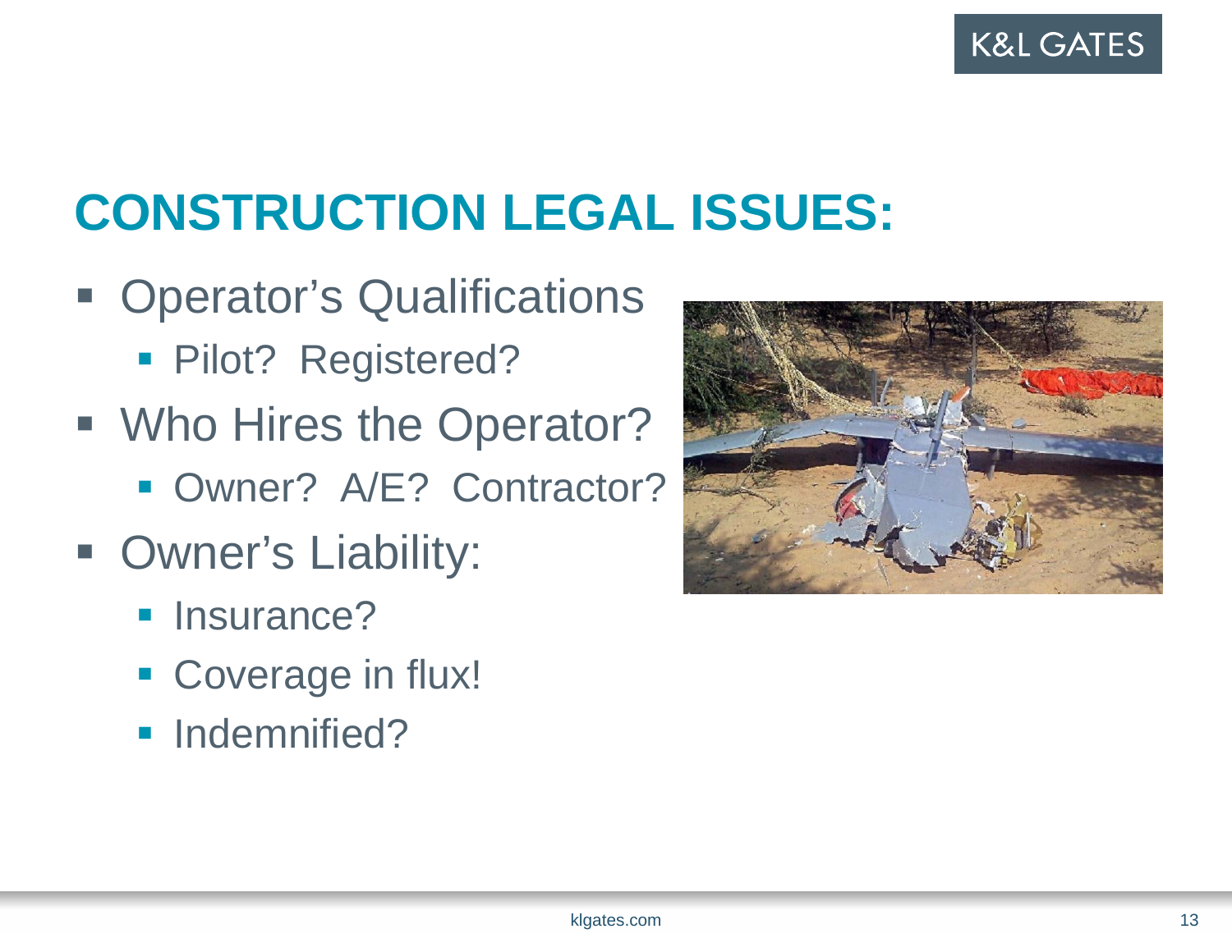# CONSTRUCTION LEGAL ISSUES:

- Operator's Qualifications
  - Pilot?  Registered?
- Who Hires the Operator?
  - Owner?  A/E?  Contractor?
- Owner's Liability:
  - Insurance?
  - Coverage in flux!
  - Indemnified?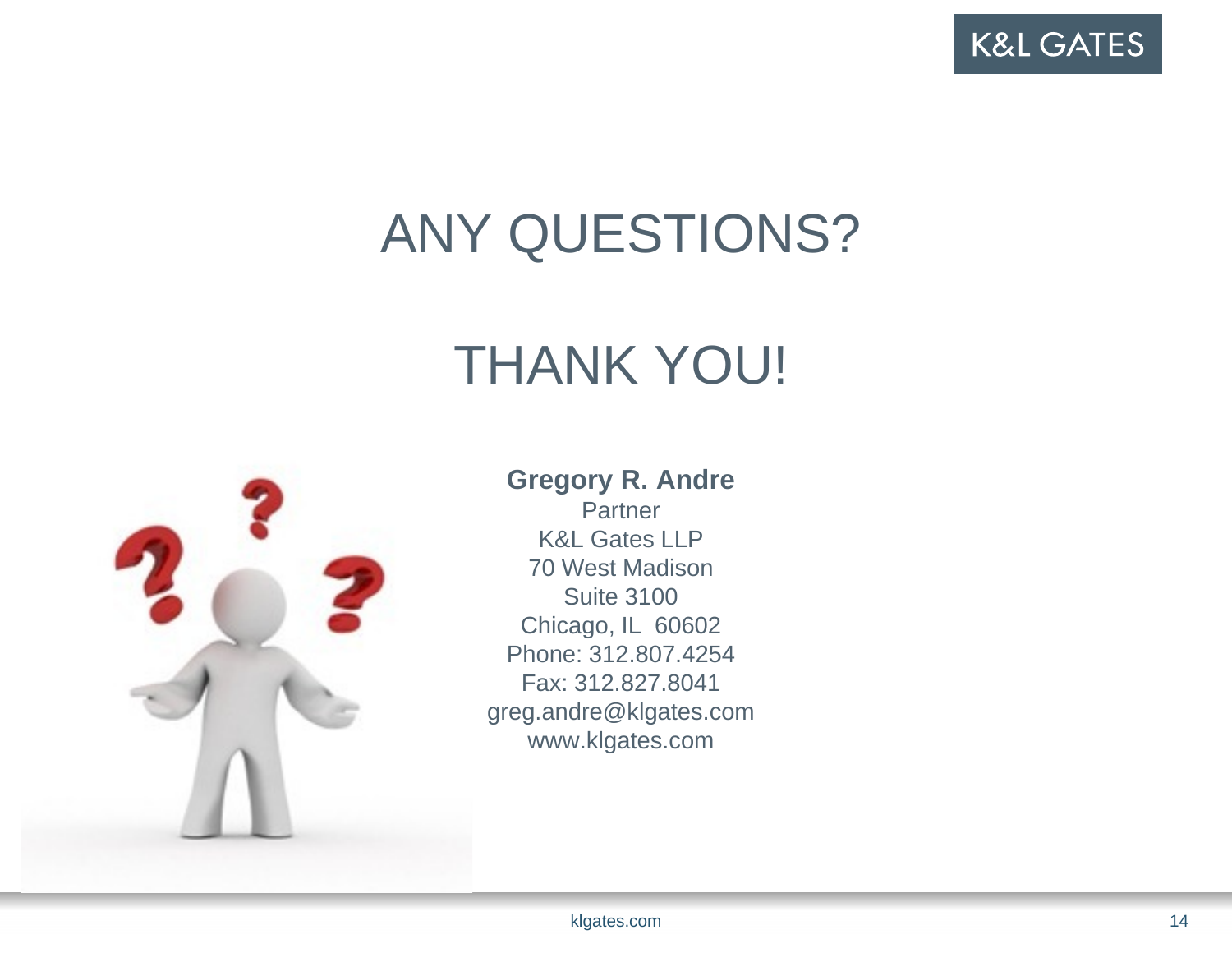# ANY QUESTIONS?

# THANK YOU!

**Gregory R. Andre**
Partner
K&L Gates LLP
70 West Madison
Suite 3100
Chicago, IL 60602
Phone: 312.807.4254
Fax: 312.827.8041
greg.andre@klgates.com
www.klgates.com